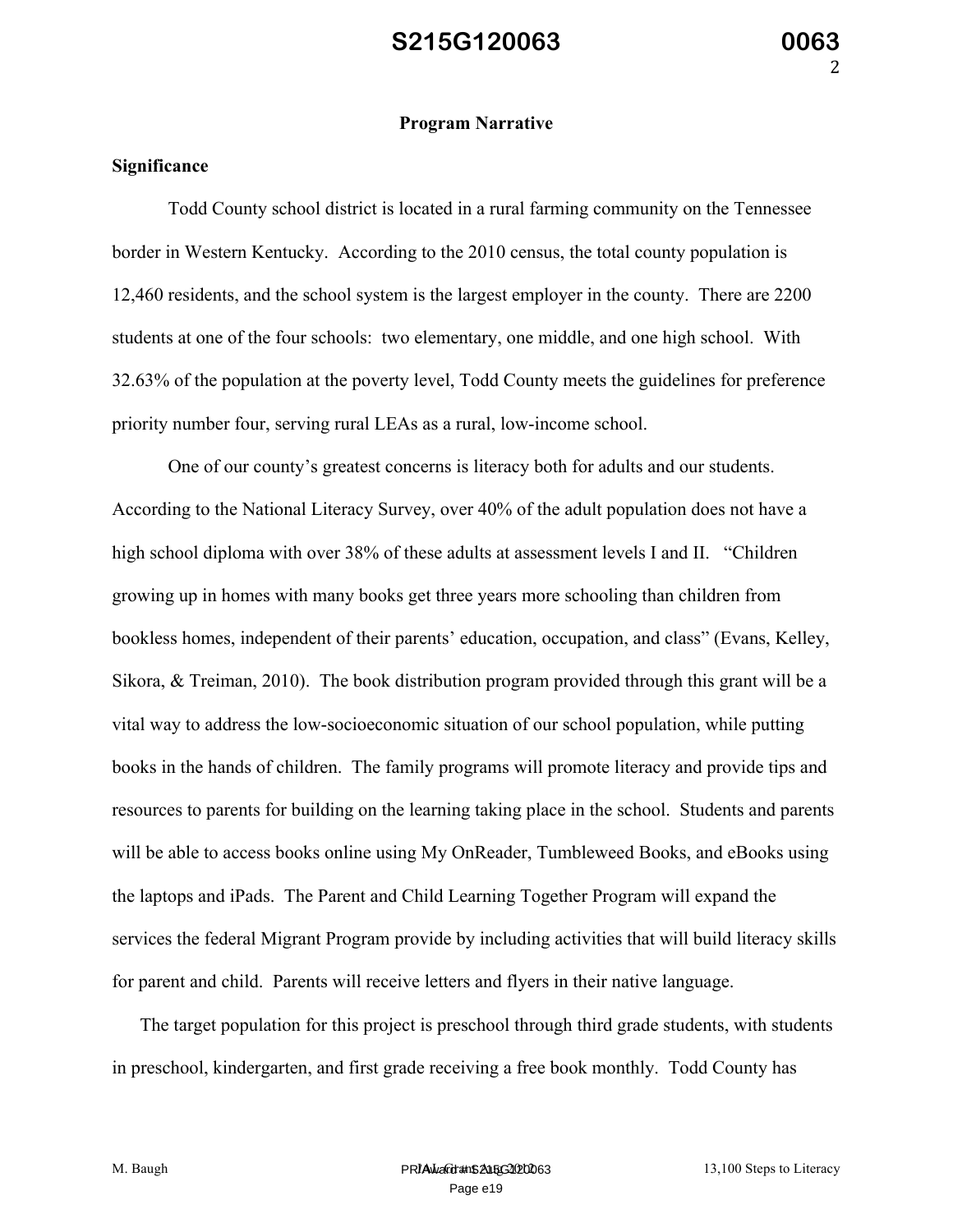## Program Narrative

### Significance

Todd County school district is located in a rural farming community on the Tennessee border in Western Kentucky. According to the 2010 census, the total county population is 12,460 residents, and the school system is the largest employer in the county. There are 2200 students at one of the four schools: two elementary, one middle, and one high school. With 32.63% of the population at the poverty level, Todd County meets the guidelines for preference priority number four, serving rural LEAs as a rural, low-income school.

One of our county's greatest concerns is literacy both for adults and our students. According to the National Literacy Survey, over 40% of the adult population does not have a high school diploma with over 38% of these adults at assessment levels I and II. "Children growing up in homes with many books get three years more schooling than children from bookless homes, independent of their parents' education, occupation, and class" (Evans, Kelley, Sikora, & Treiman, 2010). The book distribution program provided through this grant will be a vital way to address the low-socioeconomic situation of our school population, while putting books in the hands of children. The family programs will promote literacy and provide tips and resources to parents for building on the learning taking place in the school. Students and parents will be able to access books online using My OnReader, Tumbleweed Books, and eBooks using the laptops and iPads. The Parent and Child Learning Together Program will expand the services the federal Migrant Program provide by including activities that will build literacy skills for parent and child. Parents will receive letters and flyers in their native language.

The target population for this project is preschool through third grade students, with students in preschool, kindergarten, and first grade receiving a free book monthly. Todd County has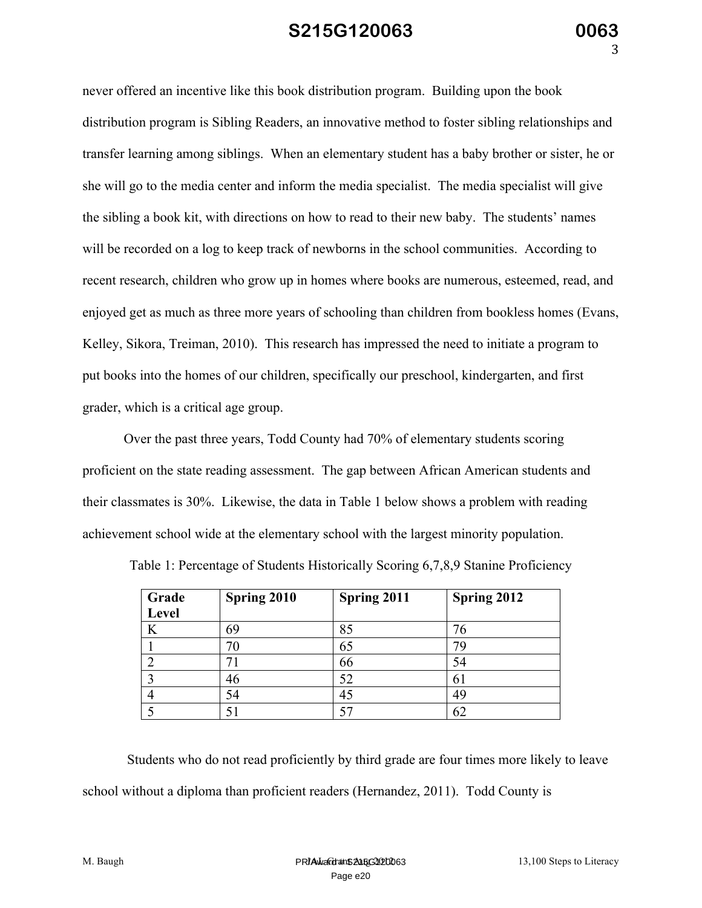never offered an incentive like this book distribution program. Building upon the book distribution program is Sibling Readers, an innovative method to foster sibling relationships and transfer learning among siblings. When an elementary student has a baby brother or sister, he or she will go to the media center and inform the media specialist. The media specialist will give the sibling a book kit, with directions on how to read to their new baby. The students' names will be recorded on a log to keep track of newborns in the school communities. According to recent research, children who grow up in homes where books are numerous, esteemed, read, and enjoyed get as much as three more years of schooling than children from bookless homes (Evans, Kelley, Sikora, Treiman, 2010). This research has impressed the need to initiate a program to put books into the homes of our children, specifically our preschool, kindergarten, and first grader, which is a critical age group.

Over the past three years, Todd County had 70% of elementary students scoring proficient on the state reading assessment. The gap between African American students and their classmates is 30%. Likewise, the data in Table 1 below shows a problem with reading achievement school wide at the elementary school with the largest minority population.

Table 1: Percentage of Students Historically Scoring 6,7,8,9 Stanine Proficiency

| Grade Level | Spring 2010 | Spring 2011 | Spring 2012 |
|---|---|---|---|
| K | 69 | 85 | 76 |
| 1 | 70 | 65 | 79 |
| 2 | 71 | 66 | 54 |
| 3 | 46 | 52 | 61 |
| 4 | 54 | 45 | 49 |
| 5 | 51 | 57 | 62 |

Students who do not read proficiently by third grade are four times more likely to leave school without a diploma than proficient readers (Hernandez, 2011). Todd County is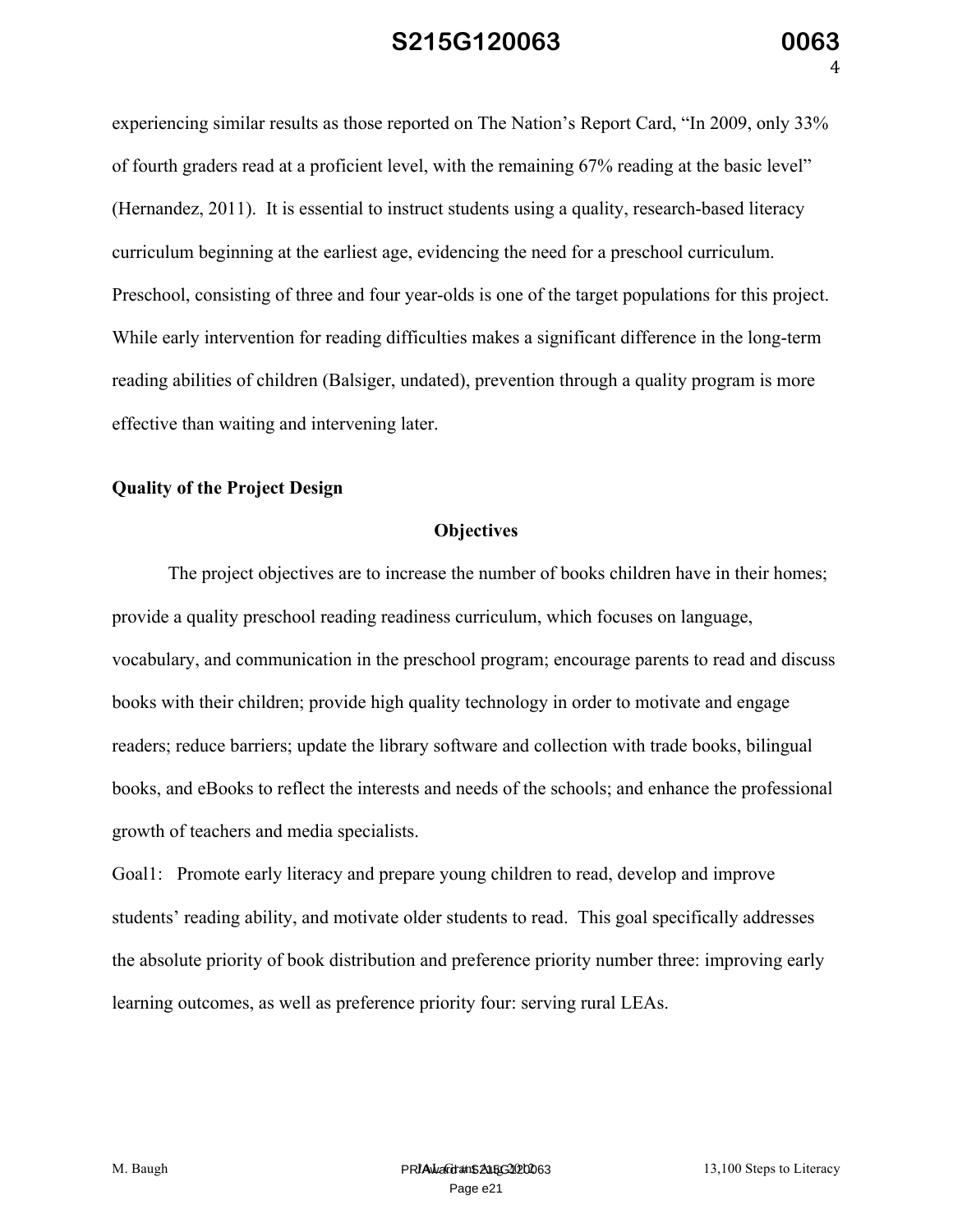experiencing similar results as those reported on The Nation's Report Card, "In 2009, only 33% of fourth graders read at a proficient level, with the remaining 67% reading at the basic level" (Hernandez, 2011). It is essential to instruct students using a quality, research-based literacy curriculum beginning at the earliest age, evidencing the need for a preschool curriculum. Preschool, consisting of three and four year-olds is one of the target populations for this project. While early intervention for reading difficulties makes a significant difference in the long-term reading abilities of children (Balsiger, undated), prevention through a quality program is more effective than waiting and intervening later.

**Quality of the Project Design**

**Objectives**

The project objectives are to increase the number of books children have in their homes; provide a quality preschool reading readiness curriculum, which focuses on language, vocabulary, and communication in the preschool program; encourage parents to read and discuss books with their children; provide high quality technology in order to motivate and engage readers; reduce barriers; update the library software and collection with trade books, bilingual books, and eBooks to reflect the interests and needs of the schools; and enhance the professional growth of teachers and media specialists.

Goal1: Promote early literacy and prepare young children to read, develop and improve students' reading ability, and motivate older students to read. This goal specifically addresses the absolute priority of book distribution and preference priority number three: improving early learning outcomes, as well as preference priority four: serving rural LEAs.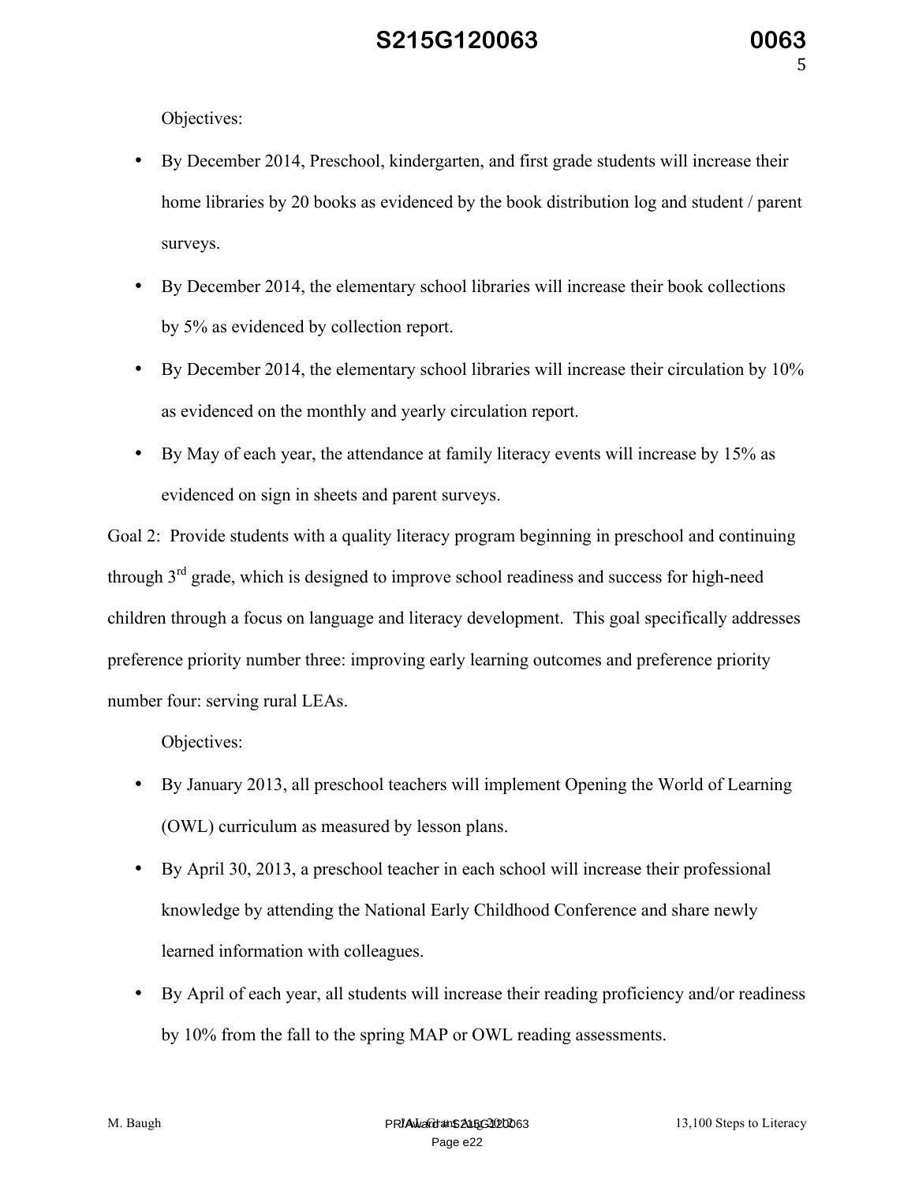Objectives:

- By December 2014, Preschool, kindergarten, and first grade students will increase their home libraries by 20 books as evidenced by the book distribution log and student / parent surveys.
- By December 2014, the elementary school libraries will increase their book collections by 5% as evidenced by collection report.
- By December 2014, the elementary school libraries will increase their circulation by 10% as evidenced on the monthly and yearly circulation report.
- By May of each year, the attendance at family literacy events will increase by 15% as evidenced on sign in sheets and parent surveys.

Goal 2: Provide students with a quality literacy program beginning in preschool and continuing through 3rd grade, which is designed to improve school readiness and success for high-need children through a focus on language and literacy development. This goal specifically addresses preference priority number three: improving early learning outcomes and preference priority number four: serving rural LEAs.

Objectives:

- By January 2013, all preschool teachers will implement Opening the World of Learning (OWL) curriculum as measured by lesson plans.
- By April 30, 2013, a preschool teacher in each school will increase their professional knowledge by attending the National Early Childhood Conference and share newly learned information with colleagues.
- By April of each year, all students will increase their reading proficiency and/or readiness by 10% from the fall to the spring MAP or OWL reading assessments.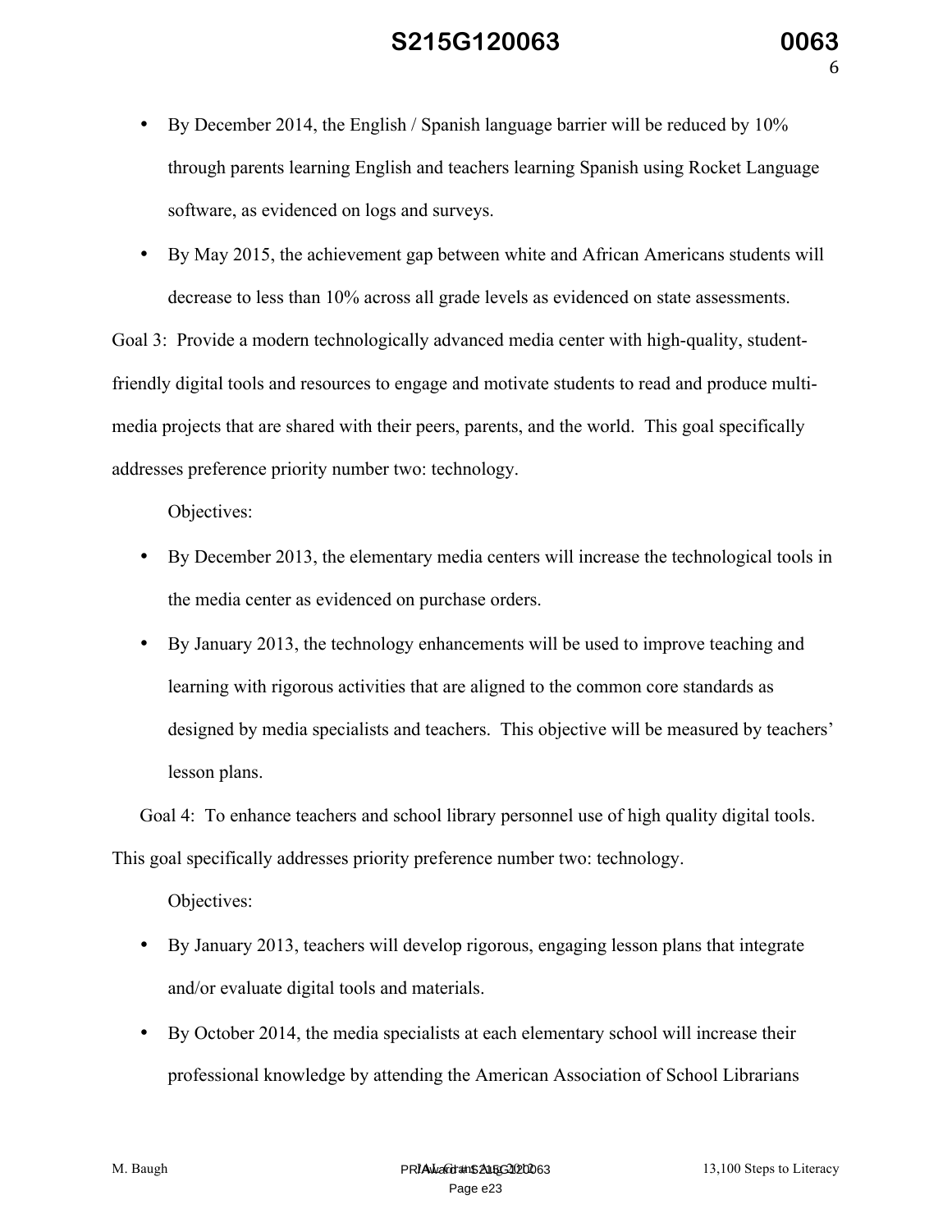- By December 2014, the English / Spanish language barrier will be reduced by 10% through parents learning English and teachers learning Spanish using Rocket Language software, as evidenced on logs and surveys.
- By May 2015, the achievement gap between white and African Americans students will decrease to less than 10% across all grade levels as evidenced on state assessments.

Goal 3: Provide a modern technologically advanced media center with high-quality, student-friendly digital tools and resources to engage and motivate students to read and produce multi-media projects that are shared with their peers, parents, and the world. This goal specifically addresses preference priority number two: technology.

Objectives:

- By December 2013, the elementary media centers will increase the technological tools in the media center as evidenced on purchase orders.
- By January 2013, the technology enhancements will be used to improve teaching and learning with rigorous activities that are aligned to the common core standards as designed by media specialists and teachers. This objective will be measured by teachers' lesson plans.

Goal 4: To enhance teachers and school library personnel use of high quality digital tools. This goal specifically addresses priority preference number two: technology.

Objectives:

- By January 2013, teachers will develop rigorous, engaging lesson plans that integrate and/or evaluate digital tools and materials.
- By October 2014, the media specialists at each elementary school will increase their professional knowledge by attending the American Association of School Librarians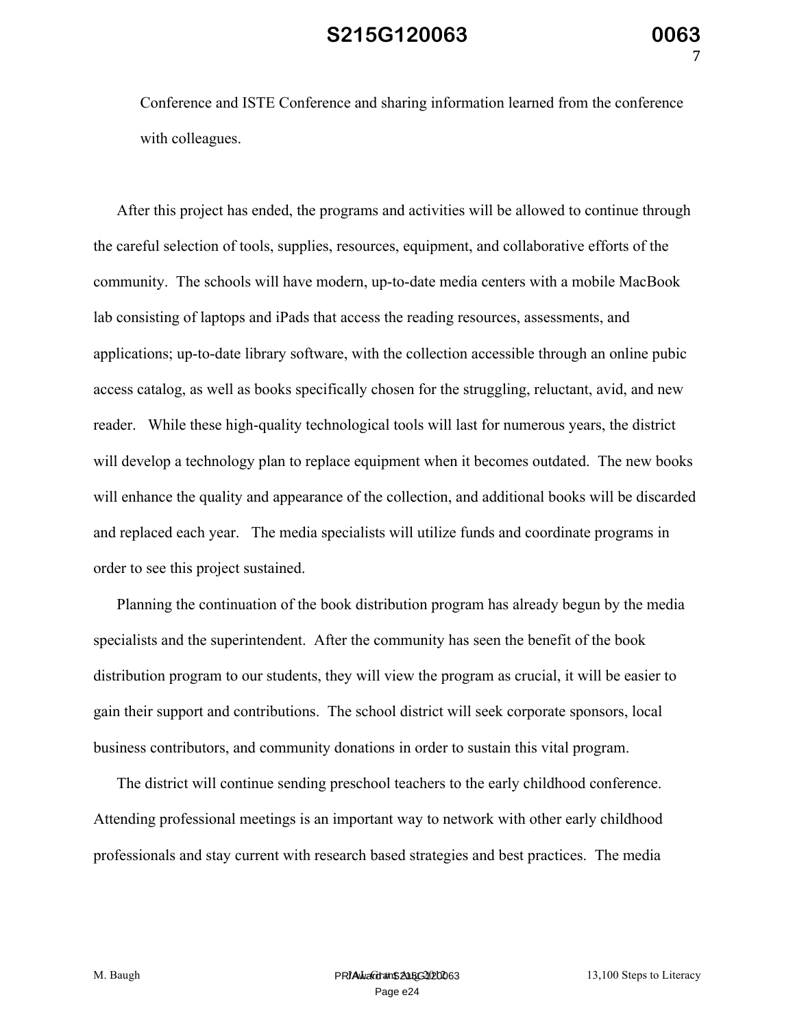Conference and ISTE Conference and sharing information learned from the conference with colleagues.

After this project has ended, the programs and activities will be allowed to continue through the careful selection of tools, supplies, resources, equipment, and collaborative efforts of the community. The schools will have modern, up-to-date media centers with a mobile MacBook lab consisting of laptops and iPads that access the reading resources, assessments, and applications; up-to-date library software, with the collection accessible through an online pubic access catalog, as well as books specifically chosen for the struggling, reluctant, avid, and new reader. While these high-quality technological tools will last for numerous years, the district will develop a technology plan to replace equipment when it becomes outdated. The new books will enhance the quality and appearance of the collection, and additional books will be discarded and replaced each year. The media specialists will utilize funds and coordinate programs in order to see this project sustained.

Planning the continuation of the book distribution program has already begun by the media specialists and the superintendent. After the community has seen the benefit of the book distribution program to our students, they will view the program as crucial, it will be easier to gain their support and contributions. The school district will seek corporate sponsors, local business contributors, and community donations in order to sustain this vital program.

The district will continue sending preschool teachers to the early childhood conference. Attending professional meetings is an important way to network with other early childhood professionals and stay current with research based strategies and best practices. The media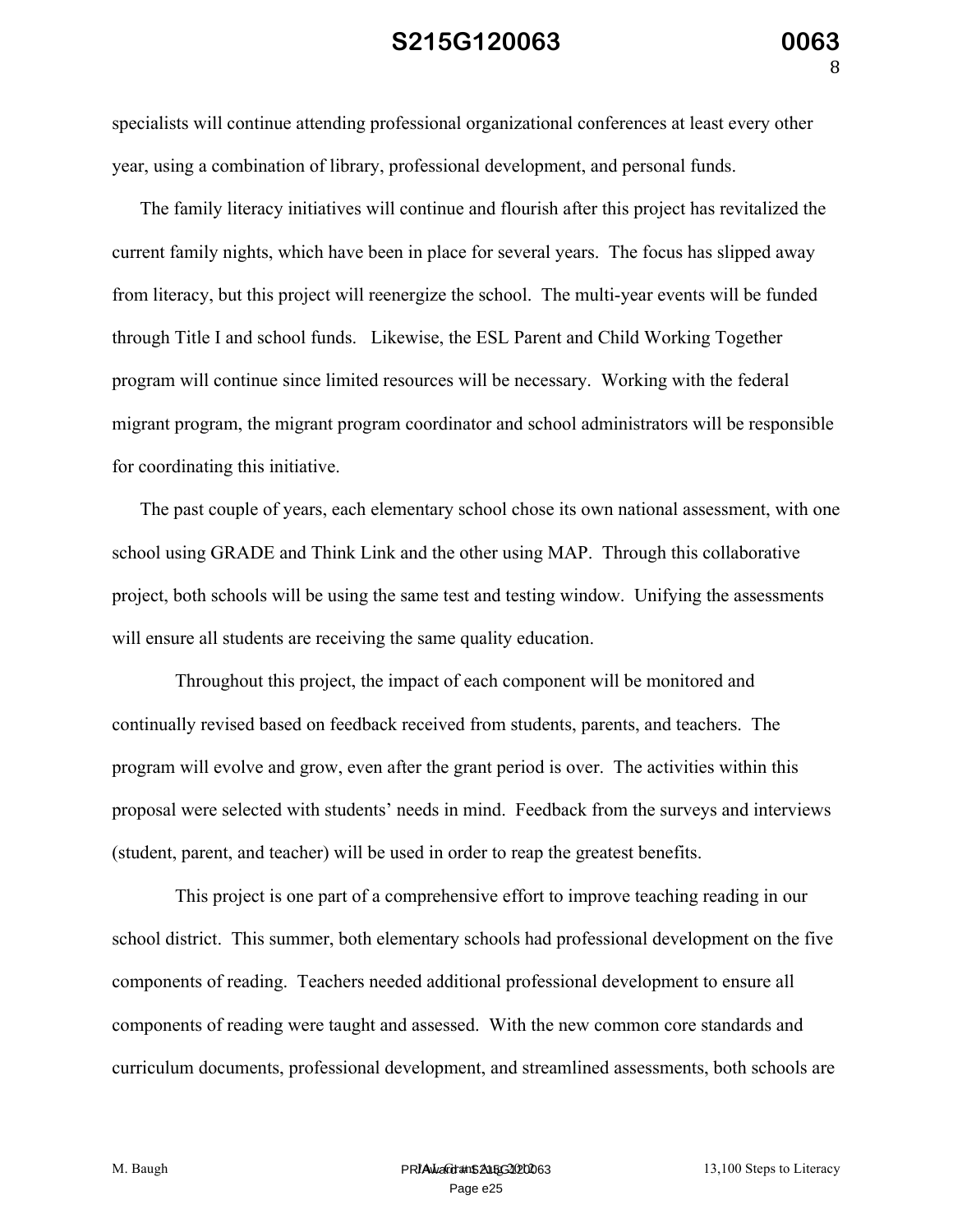specialists will continue attending professional organizational conferences at least every other year, using a combination of library, professional development, and personal funds.

The family literacy initiatives will continue and flourish after this project has revitalized the current family nights, which have been in place for several years. The focus has slipped away from literacy, but this project will reenergize the school. The multi-year events will be funded through Title I and school funds. Likewise, the ESL Parent and Child Working Together program will continue since limited resources will be necessary. Working with the federal migrant program, the migrant program coordinator and school administrators will be responsible for coordinating this initiative.

The past couple of years, each elementary school chose its own national assessment, with one school using GRADE and Think Link and the other using MAP. Through this collaborative project, both schools will be using the same test and testing window. Unifying the assessments will ensure all students are receiving the same quality education.

Throughout this project, the impact of each component will be monitored and continually revised based on feedback received from students, parents, and teachers. The program will evolve and grow, even after the grant period is over. The activities within this proposal were selected with students' needs in mind. Feedback from the surveys and interviews (student, parent, and teacher) will be used in order to reap the greatest benefits.

This project is one part of a comprehensive effort to improve teaching reading in our school district. This summer, both elementary schools had professional development on the five components of reading. Teachers needed additional professional development to ensure all components of reading were taught and assessed. With the new common core standards and curriculum documents, professional development, and streamlined assessments, both schools are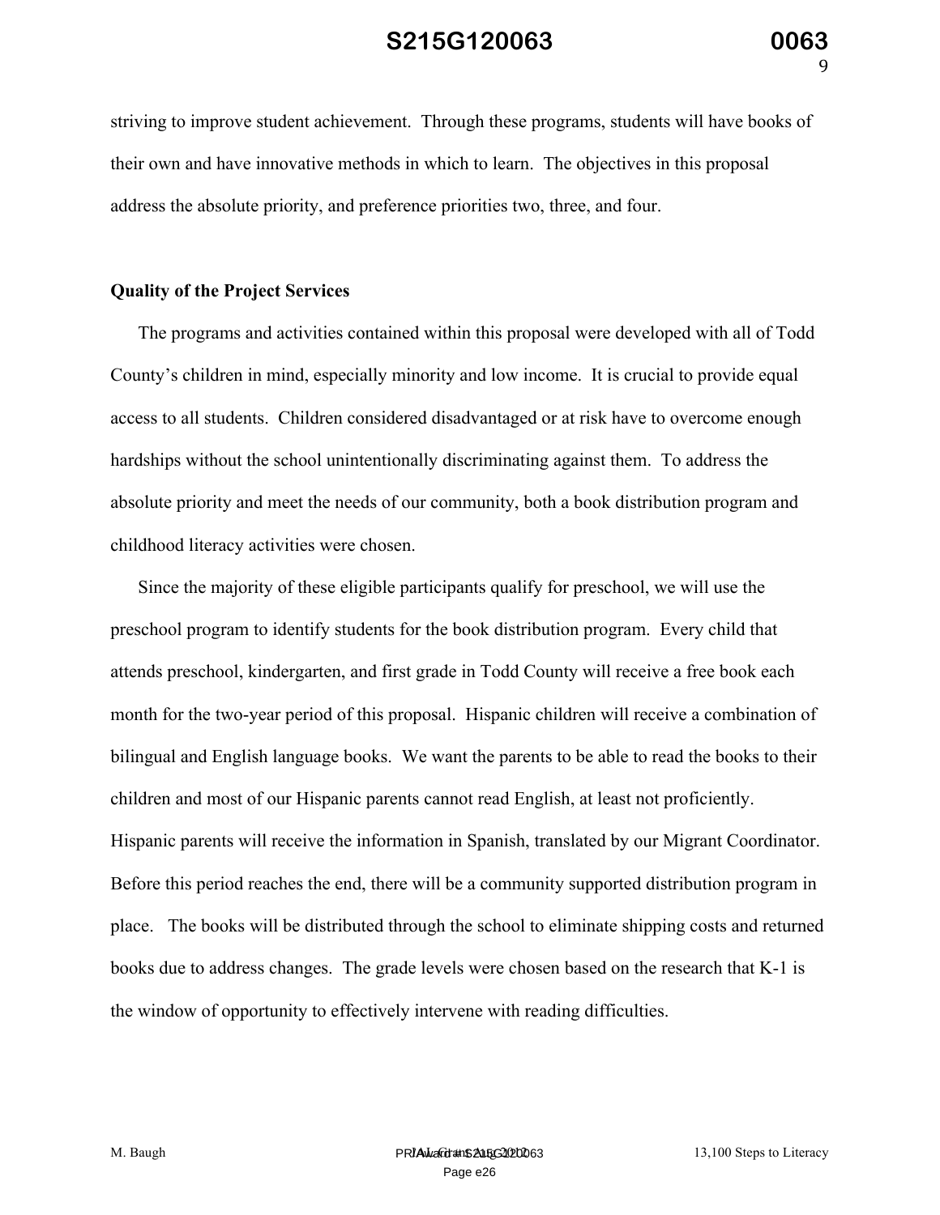striving to improve student achievement. Through these programs, students will have books of their own and have innovative methods in which to learn. The objectives in this proposal address the absolute priority, and preference priorities two, three, and four.

**Quality of the Project Services**

The programs and activities contained within this proposal were developed with all of Todd County's children in mind, especially minority and low income. It is crucial to provide equal access to all students. Children considered disadvantaged or at risk have to overcome enough hardships without the school unintentionally discriminating against them. To address the absolute priority and meet the needs of our community, both a book distribution program and childhood literacy activities were chosen.

Since the majority of these eligible participants qualify for preschool, we will use the preschool program to identify students for the book distribution program. Every child that attends preschool, kindergarten, and first grade in Todd County will receive a free book each month for the two-year period of this proposal. Hispanic children will receive a combination of bilingual and English language books. We want the parents to be able to read the books to their children and most of our Hispanic parents cannot read English, at least not proficiently. Hispanic parents will receive the information in Spanish, translated by our Migrant Coordinator. Before this period reaches the end, there will be a community supported distribution program in place. The books will be distributed through the school to eliminate shipping costs and returned books due to address changes. The grade levels were chosen based on the research that K-1 is the window of opportunity to effectively intervene with reading difficulties.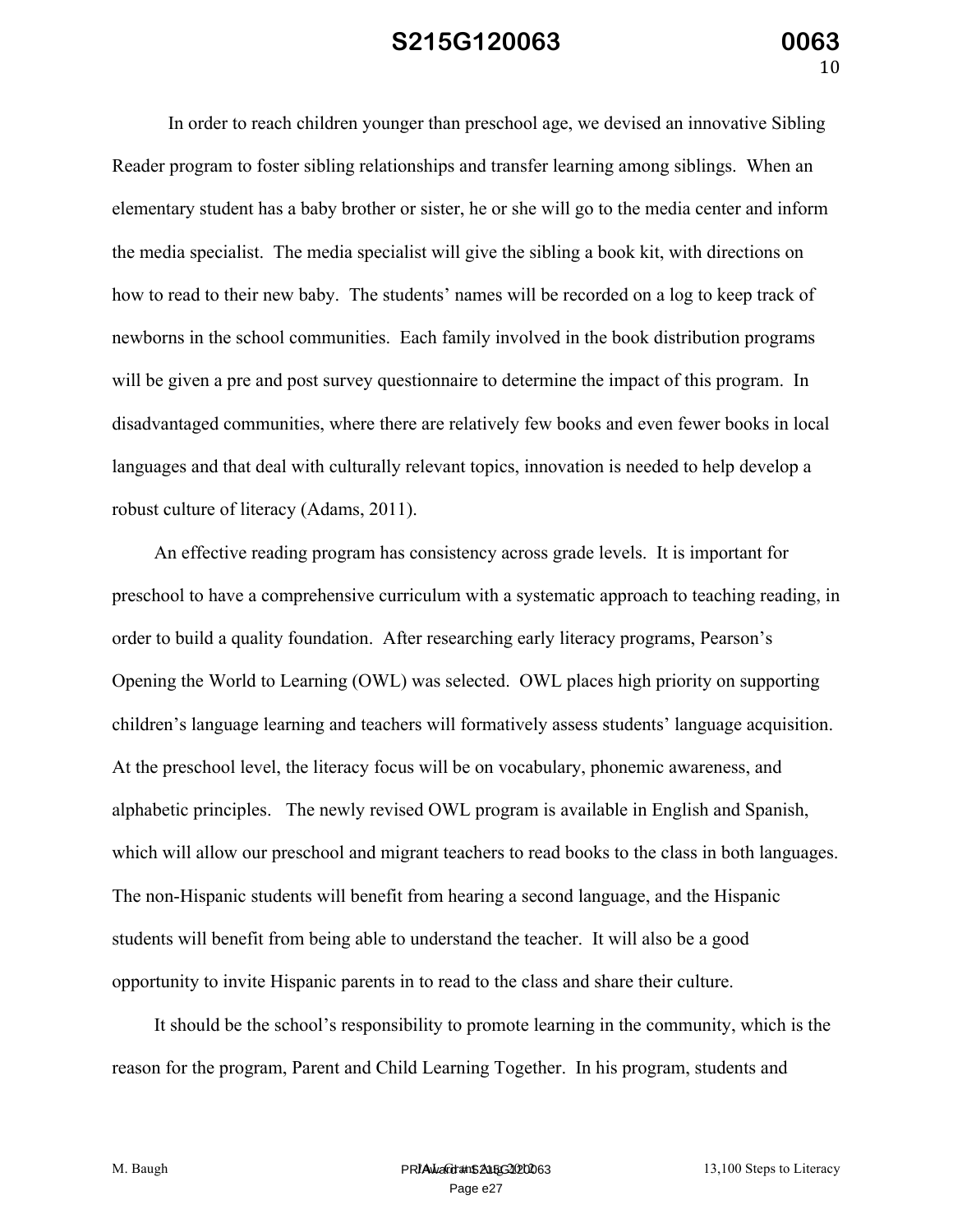In order to reach children younger than preschool age, we devised an innovative Sibling Reader program to foster sibling relationships and transfer learning among siblings. When an elementary student has a baby brother or sister, he or she will go to the media center and inform the media specialist. The media specialist will give the sibling a book kit, with directions on how to read to their new baby. The students' names will be recorded on a log to keep track of newborns in the school communities. Each family involved in the book distribution programs will be given a pre and post survey questionnaire to determine the impact of this program. In disadvantaged communities, where there are relatively few books and even fewer books in local languages and that deal with culturally relevant topics, innovation is needed to help develop a robust culture of literacy (Adams, 2011).

An effective reading program has consistency across grade levels. It is important for preschool to have a comprehensive curriculum with a systematic approach to teaching reading, in order to build a quality foundation. After researching early literacy programs, Pearson's Opening the World to Learning (OWL) was selected. OWL places high priority on supporting children's language learning and teachers will formatively assess students' language acquisition. At the preschool level, the literacy focus will be on vocabulary, phonemic awareness, and alphabetic principles. The newly revised OWL program is available in English and Spanish, which will allow our preschool and migrant teachers to read books to the class in both languages. The non-Hispanic students will benefit from hearing a second language, and the Hispanic students will benefit from being able to understand the teacher. It will also be a good opportunity to invite Hispanic parents in to read to the class and share their culture.

It should be the school's responsibility to promote learning in the community, which is the reason for the program, Parent and Child Learning Together. In his program, students and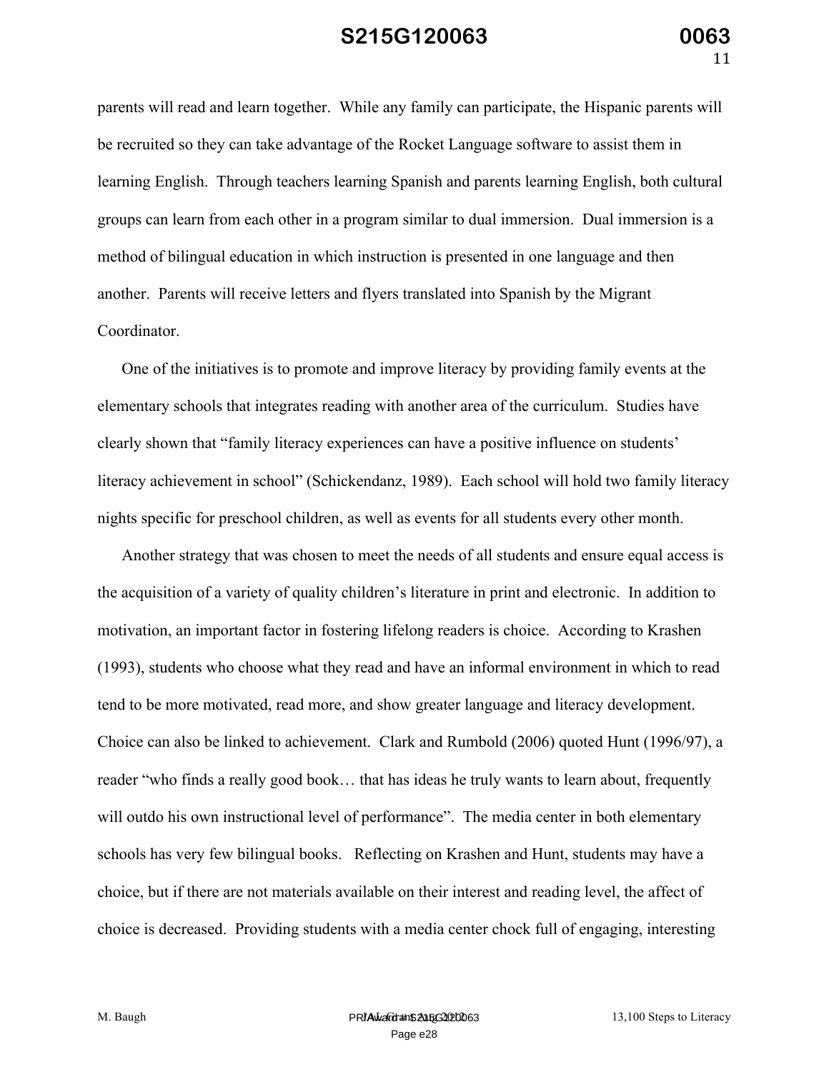parents will read and learn together. While any family can participate, the Hispanic parents will be recruited so they can take advantage of the Rocket Language software to assist them in learning English. Through teachers learning Spanish and parents learning English, both cultural groups can learn from each other in a program similar to dual immersion. Dual immersion is a method of bilingual education in which instruction is presented in one language and then another. Parents will receive letters and flyers translated into Spanish by the Migrant Coordinator.

One of the initiatives is to promote and improve literacy by providing family events at the elementary schools that integrates reading with another area of the curriculum. Studies have clearly shown that "family literacy experiences can have a positive influence on students' literacy achievement in school" (Schickendanz, 1989). Each school will hold two family literacy nights specific for preschool children, as well as events for all students every other month.

Another strategy that was chosen to meet the needs of all students and ensure equal access is the acquisition of a variety of quality children's literature in print and electronic. In addition to motivation, an important factor in fostering lifelong readers is choice. According to Krashen (1993), students who choose what they read and have an informal environment in which to read tend to be more motivated, read more, and show greater language and literacy development. Choice can also be linked to achievement. Clark and Rumbold (2006) quoted Hunt (1996/97), a reader "who finds a really good book… that has ideas he truly wants to learn about, frequently will outdo his own instructional level of performance". The media center in both elementary schools has very few bilingual books. Reflecting on Krashen and Hunt, students may have a choice, but if there are not materials available on their interest and reading level, the affect of choice is decreased. Providing students with a media center chock full of engaging, interesting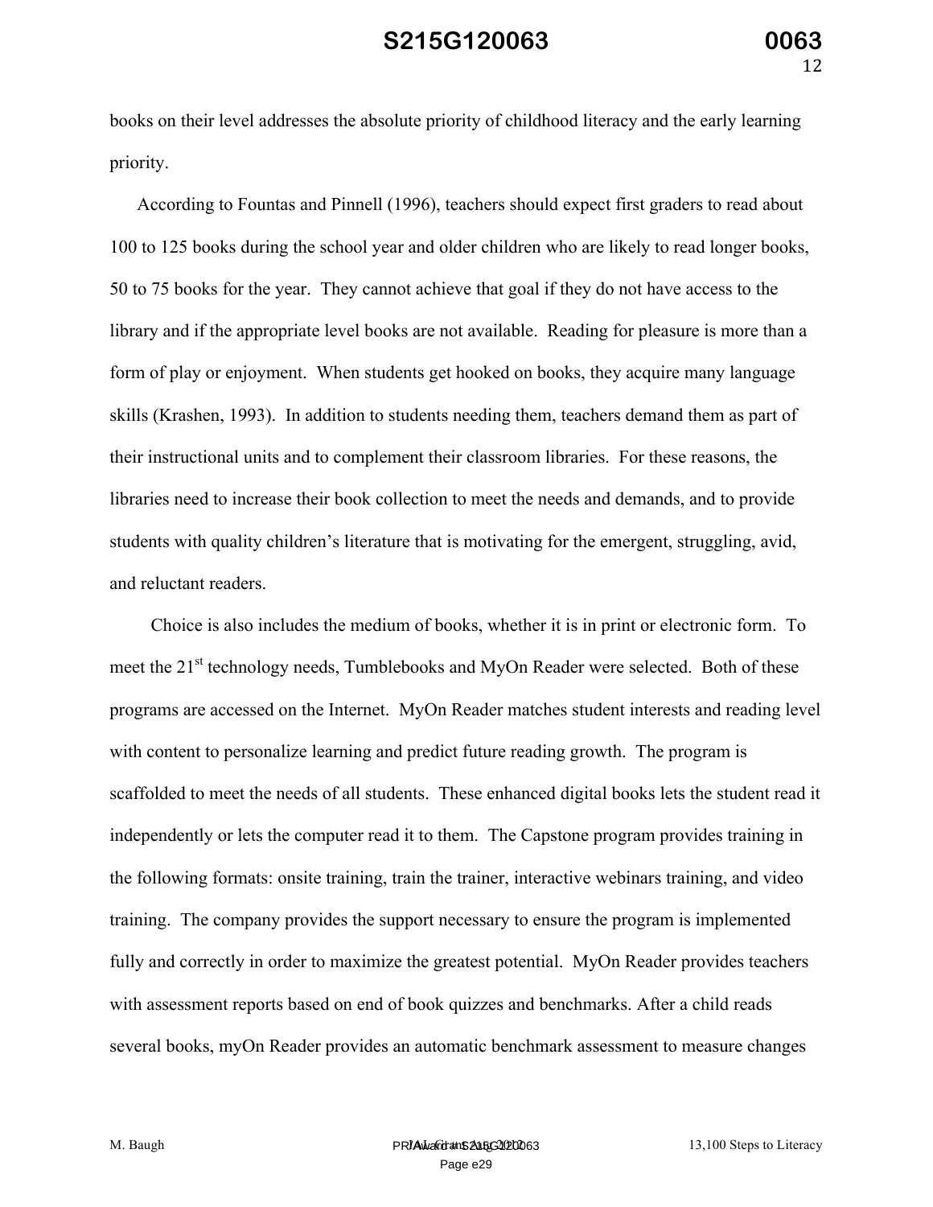books on their level addresses the absolute priority of childhood literacy and the early learning priority.

According to Fountas and Pinnell (1996), teachers should expect first graders to read about 100 to 125 books during the school year and older children who are likely to read longer books, 50 to 75 books for the year. They cannot achieve that goal if they do not have access to the library and if the appropriate level books are not available. Reading for pleasure is more than a form of play or enjoyment. When students get hooked on books, they acquire many language skills (Krashen, 1993). In addition to students needing them, teachers demand them as part of their instructional units and to complement their classroom libraries. For these reasons, the libraries need to increase their book collection to meet the needs and demands, and to provide students with quality children's literature that is motivating for the emergent, struggling, avid, and reluctant readers.

Choice is also includes the medium of books, whether it is in print or electronic form. To meet the 21st technology needs, Tumblebooks and MyOn Reader were selected. Both of these programs are accessed on the Internet. MyOn Reader matches student interests and reading level with content to personalize learning and predict future reading growth. The program is scaffolded to meet the needs of all students. These enhanced digital books lets the student read it independently or lets the computer read it to them. The Capstone program provides training in the following formats: onsite training, train the trainer, interactive webinars training, and video training. The company provides the support necessary to ensure the program is implemented fully and correctly in order to maximize the greatest potential. MyOn Reader provides teachers with assessment reports based on end of book quizzes and benchmarks. After a child reads several books, myOn Reader provides an automatic benchmark assessment to measure changes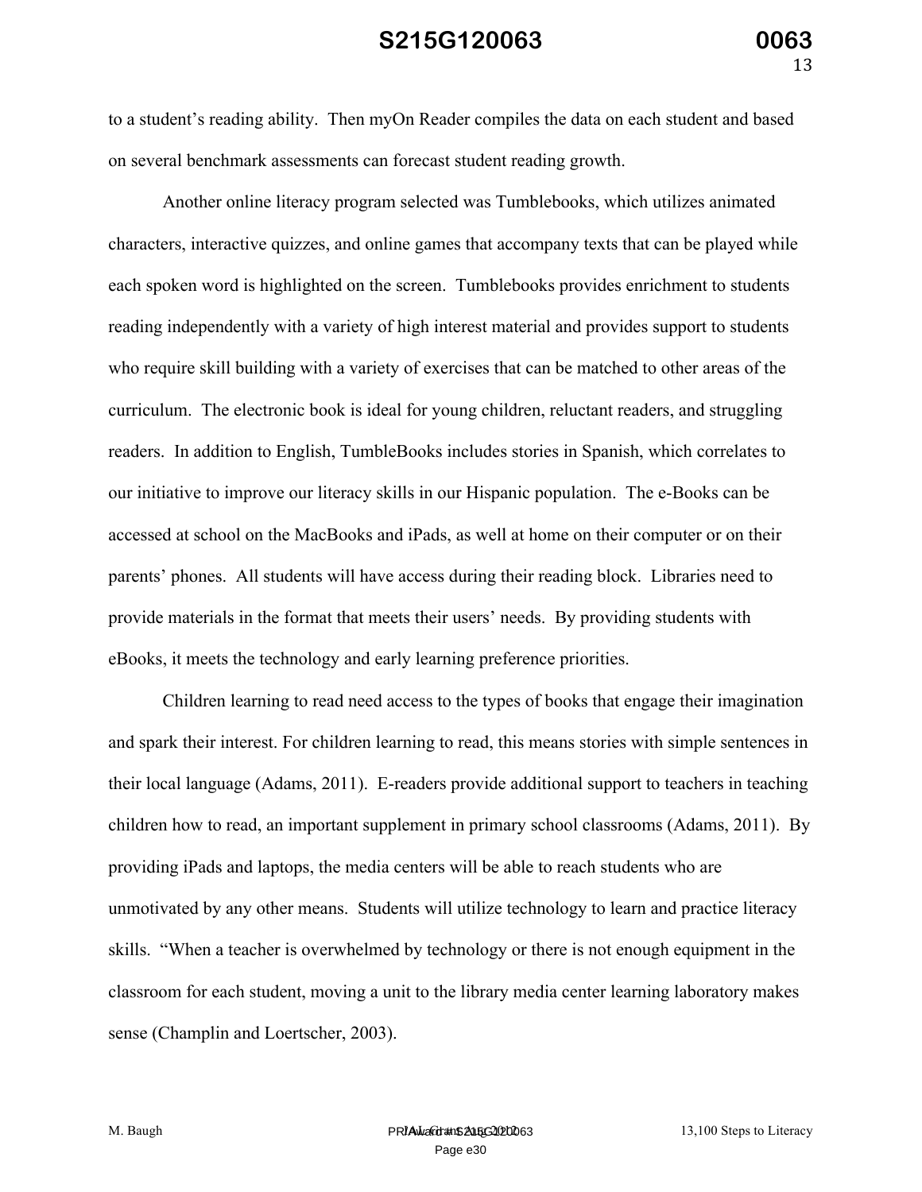to a student's reading ability. Then myOn Reader compiles the data on each student and based on several benchmark assessments can forecast student reading growth.

Another online literacy program selected was Tumblebooks, which utilizes animated characters, interactive quizzes, and online games that accompany texts that can be played while each spoken word is highlighted on the screen. Tumblebooks provides enrichment to students reading independently with a variety of high interest material and provides support to students who require skill building with a variety of exercises that can be matched to other areas of the curriculum. The electronic book is ideal for young children, reluctant readers, and struggling readers. In addition to English, TumbleBooks includes stories in Spanish, which correlates to our initiative to improve our literacy skills in our Hispanic population. The e-Books can be accessed at school on the MacBooks and iPads, as well at home on their computer or on their parents' phones. All students will have access during their reading block. Libraries need to provide materials in the format that meets their users' needs. By providing students with eBooks, it meets the technology and early learning preference priorities.

Children learning to read need access to the types of books that engage their imagination and spark their interest. For children learning to read, this means stories with simple sentences in their local language (Adams, 2011). E-readers provide additional support to teachers in teaching children how to read, an important supplement in primary school classrooms (Adams, 2011). By providing iPads and laptops, the media centers will be able to reach students who are unmotivated by any other means. Students will utilize technology to learn and practice literacy skills. "When a teacher is overwhelmed by technology or there is not enough equipment in the classroom for each student, moving a unit to the library media center learning laboratory makes sense (Champlin and Loertscher, 2003).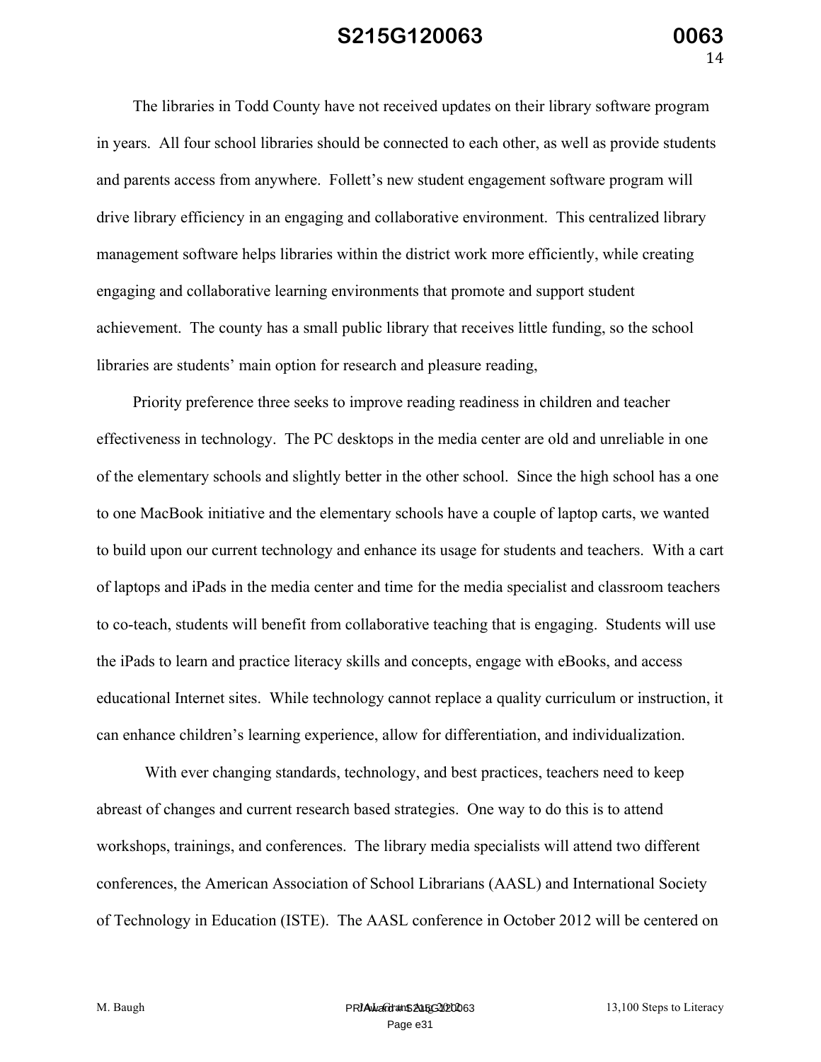The libraries in Todd County have not received updates on their library software program in years. All four school libraries should be connected to each other, as well as provide students and parents access from anywhere. Follett's new student engagement software program will drive library efficiency in an engaging and collaborative environment. This centralized library management software helps libraries within the district work more efficiently, while creating engaging and collaborative learning environments that promote and support student achievement. The county has a small public library that receives little funding, so the school libraries are students' main option for research and pleasure reading,

Priority preference three seeks to improve reading readiness in children and teacher effectiveness in technology. The PC desktops in the media center are old and unreliable in one of the elementary schools and slightly better in the other school. Since the high school has a one to one MacBook initiative and the elementary schools have a couple of laptop carts, we wanted to build upon our current technology and enhance its usage for students and teachers. With a cart of laptops and iPads in the media center and time for the media specialist and classroom teachers to co-teach, students will benefit from collaborative teaching that is engaging. Students will use the iPads to learn and practice literacy skills and concepts, engage with eBooks, and access educational Internet sites. While technology cannot replace a quality curriculum or instruction, it can enhance children's learning experience, allow for differentiation, and individualization.

With ever changing standards, technology, and best practices, teachers need to keep abreast of changes and current research based strategies. One way to do this is to attend workshops, trainings, and conferences. The library media specialists will attend two different conferences, the American Association of School Librarians (AASL) and International Society of Technology in Education (ISTE). The AASL conference in October 2012 will be centered on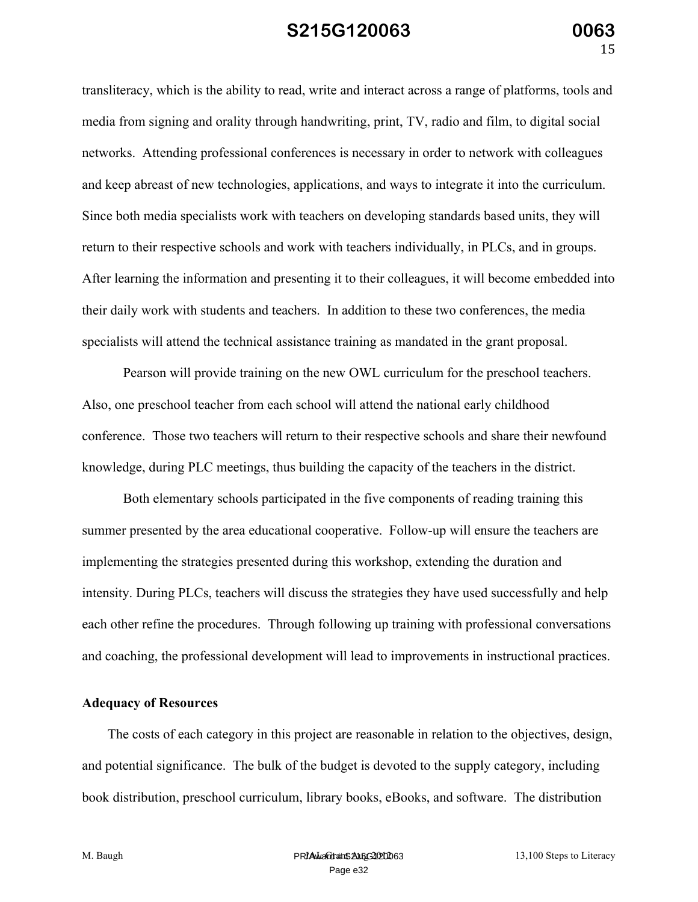transliteracy, which is the ability to read, write and interact across a range of platforms, tools and media from signing and orality through handwriting, print, TV, radio and film, to digital social networks. Attending professional conferences is necessary in order to network with colleagues and keep abreast of new technologies, applications, and ways to integrate it into the curriculum. Since both media specialists work with teachers on developing standards based units, they will return to their respective schools and work with teachers individually, in PLCs, and in groups. After learning the information and presenting it to their colleagues, it will become embedded into their daily work with students and teachers. In addition to these two conferences, the media specialists will attend the technical assistance training as mandated in the grant proposal.

Pearson will provide training on the new OWL curriculum for the preschool teachers. Also, one preschool teacher from each school will attend the national early childhood conference. Those two teachers will return to their respective schools and share their newfound knowledge, during PLC meetings, thus building the capacity of the teachers in the district.

Both elementary schools participated in the five components of reading training this summer presented by the area educational cooperative. Follow-up will ensure the teachers are implementing the strategies presented during this workshop, extending the duration and intensity. During PLCs, teachers will discuss the strategies they have used successfully and help each other refine the procedures. Through following up training with professional conversations and coaching, the professional development will lead to improvements in instructional practices.

**Adequacy of Resources**

The costs of each category in this project are reasonable in relation to the objectives, design, and potential significance. The bulk of the budget is devoted to the supply category, including book distribution, preschool curriculum, library books, eBooks, and software. The distribution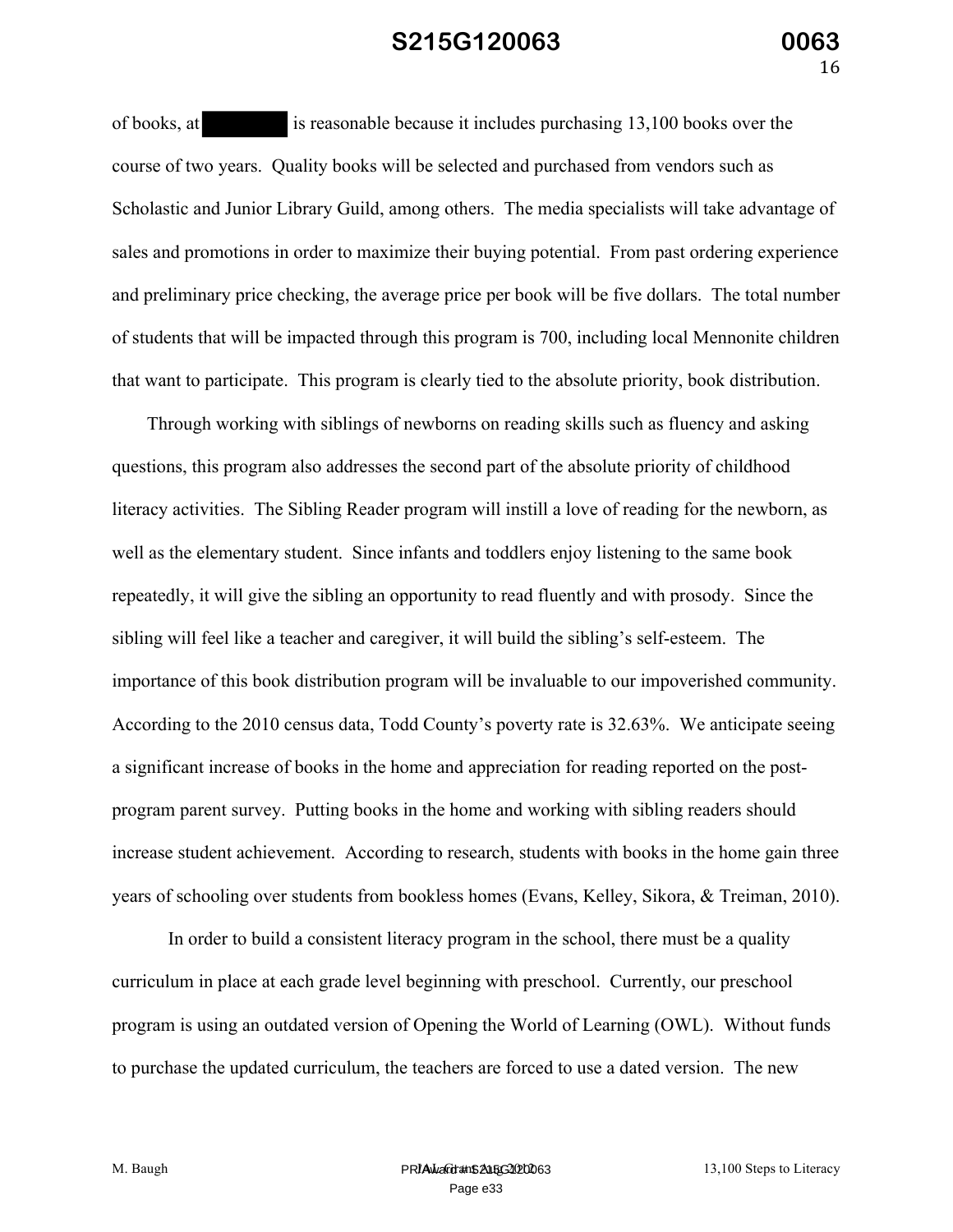of books, at [redacted] is reasonable because it includes purchasing 13,100 books over the course of two years. Quality books will be selected and purchased from vendors such as Scholastic and Junior Library Guild, among others. The media specialists will take advantage of sales and promotions in order to maximize their buying potential. From past ordering experience and preliminary price checking, the average price per book will be five dollars. The total number of students that will be impacted through this program is 700, including local Mennonite children that want to participate. This program is clearly tied to the absolute priority, book distribution.

Through working with siblings of newborns on reading skills such as fluency and asking questions, this program also addresses the second part of the absolute priority of childhood literacy activities. The Sibling Reader program will instill a love of reading for the newborn, as well as the elementary student. Since infants and toddlers enjoy listening to the same book repeatedly, it will give the sibling an opportunity to read fluently and with prosody. Since the sibling will feel like a teacher and caregiver, it will build the sibling's self-esteem. The importance of this book distribution program will be invaluable to our impoverished community. According to the 2010 census data, Todd County's poverty rate is 32.63%. We anticipate seeing a significant increase of books in the home and appreciation for reading reported on the post-program parent survey. Putting books in the home and working with sibling readers should increase student achievement. According to research, students with books in the home gain three years of schooling over students from bookless homes (Evans, Kelley, Sikora, & Treiman, 2010).

In order to build a consistent literacy program in the school, there must be a quality curriculum in place at each grade level beginning with preschool. Currently, our preschool program is using an outdated version of Opening the World of Learning (OWL). Without funds to purchase the updated curriculum, the teachers are forced to use a dated version. The new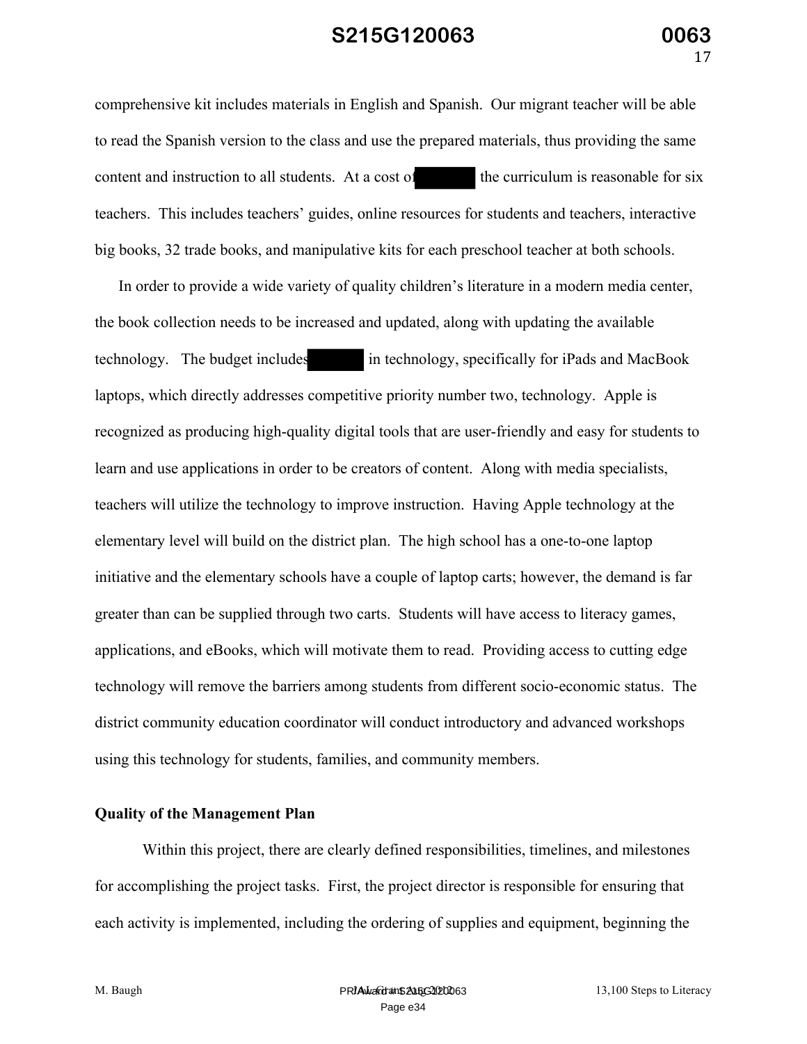comprehensive kit includes materials in English and Spanish. Our migrant teacher will be able to read the Spanish version to the class and use the prepared materials, thus providing the same content and instruction to all students. At a cost of the curriculum is reasonable for six teachers. This includes teachers' guides, online resources for students and teachers, interactive big books, 32 trade books, and manipulative kits for each preschool teacher at both schools.

In order to provide a wide variety of quality children's literature in a modern media center, the book collection needs to be increased and updated, along with updating the available technology. The budget includes in technology, specifically for iPads and MacBook laptops, which directly addresses competitive priority number two, technology. Apple is recognized as producing high-quality digital tools that are user-friendly and easy for students to learn and use applications in order to be creators of content. Along with media specialists, teachers will utilize the technology to improve instruction. Having Apple technology at the elementary level will build on the district plan. The high school has a one-to-one laptop initiative and the elementary schools have a couple of laptop carts; however, the demand is far greater than can be supplied through two carts. Students will have access to literacy games, applications, and eBooks, which will motivate them to read. Providing access to cutting edge technology will remove the barriers among students from different socio-economic status. The district community education coordinator will conduct introductory and advanced workshops using this technology for students, families, and community members.

**Quality of the Management Plan**

Within this project, there are clearly defined responsibilities, timelines, and milestones for accomplishing the project tasks. First, the project director is responsible for ensuring that each activity is implemented, including the ordering of supplies and equipment, beginning the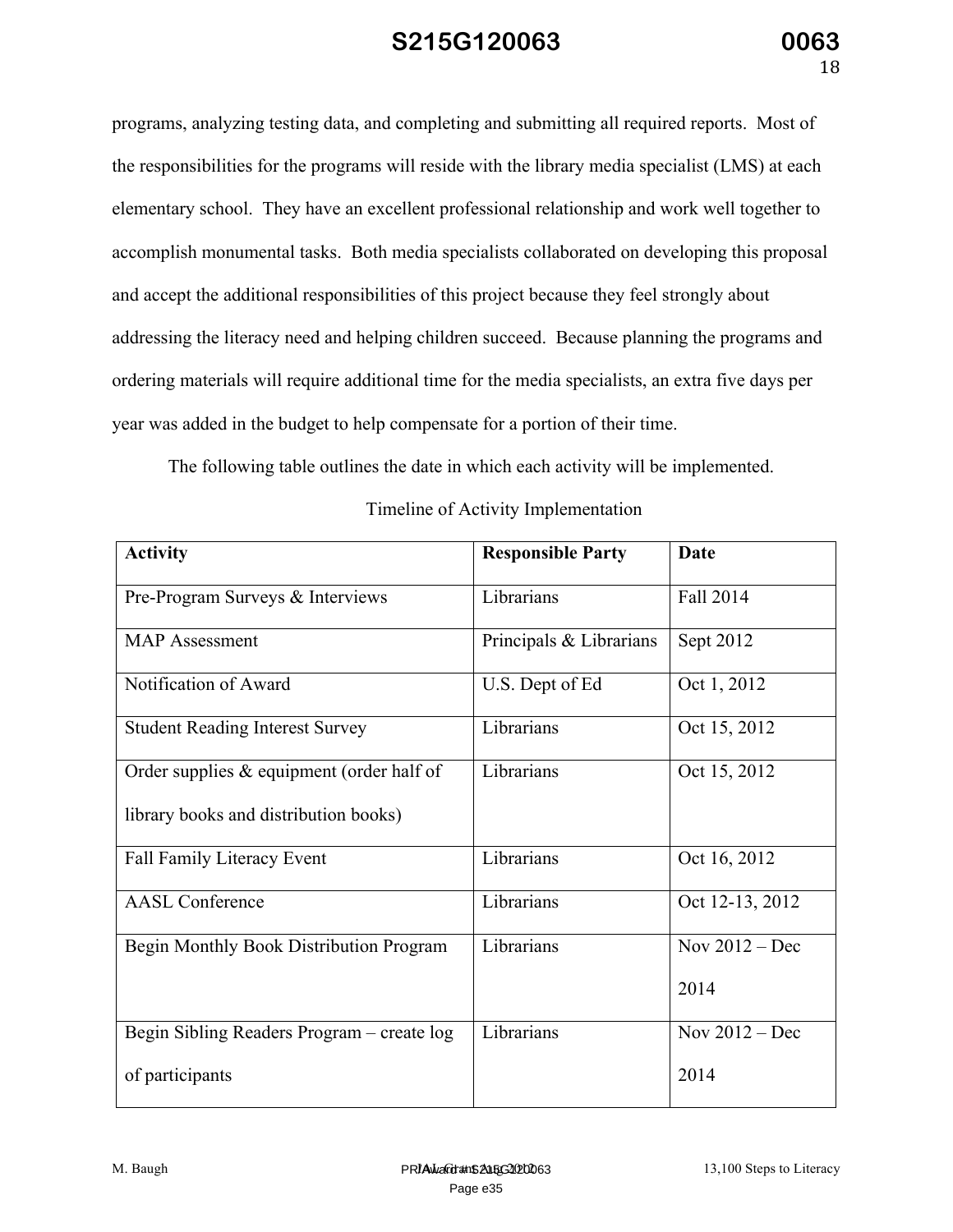programs, analyzing testing data, and completing and submitting all required reports. Most of the responsibilities for the programs will reside with the library media specialist (LMS) at each elementary school. They have an excellent professional relationship and work well together to accomplish monumental tasks. Both media specialists collaborated on developing this proposal and accept the additional responsibilities of this project because they feel strongly about addressing the literacy need and helping children succeed. Because planning the programs and ordering materials will require additional time for the media specialists, an extra five days per year was added in the budget to help compensate for a portion of their time.

The following table outlines the date in which each activity will be implemented.

Timeline of Activity Implementation

| Activity | Responsible Party | Date |
|---|---|---|
| Pre-Program Surveys & Interviews | Librarians | Fall 2014 |
| MAP Assessment | Principals & Librarians | Sept 2012 |
| Notification of Award | U.S. Dept of Ed | Oct 1, 2012 |
| Student Reading Interest Survey | Librarians | Oct 15, 2012 |
| Order supplies & equipment (order half of library books and distribution books) | Librarians | Oct 15, 2012 |
| Fall Family Literacy Event | Librarians | Oct 16, 2012 |
| AASL Conference | Librarians | Oct 12-13, 2012 |
| Begin Monthly Book Distribution Program | Librarians | Nov 2012 – Dec 2014 |
| Begin Sibling Readers Program – create log of participants | Librarians | Nov 2012 – Dec 2014 |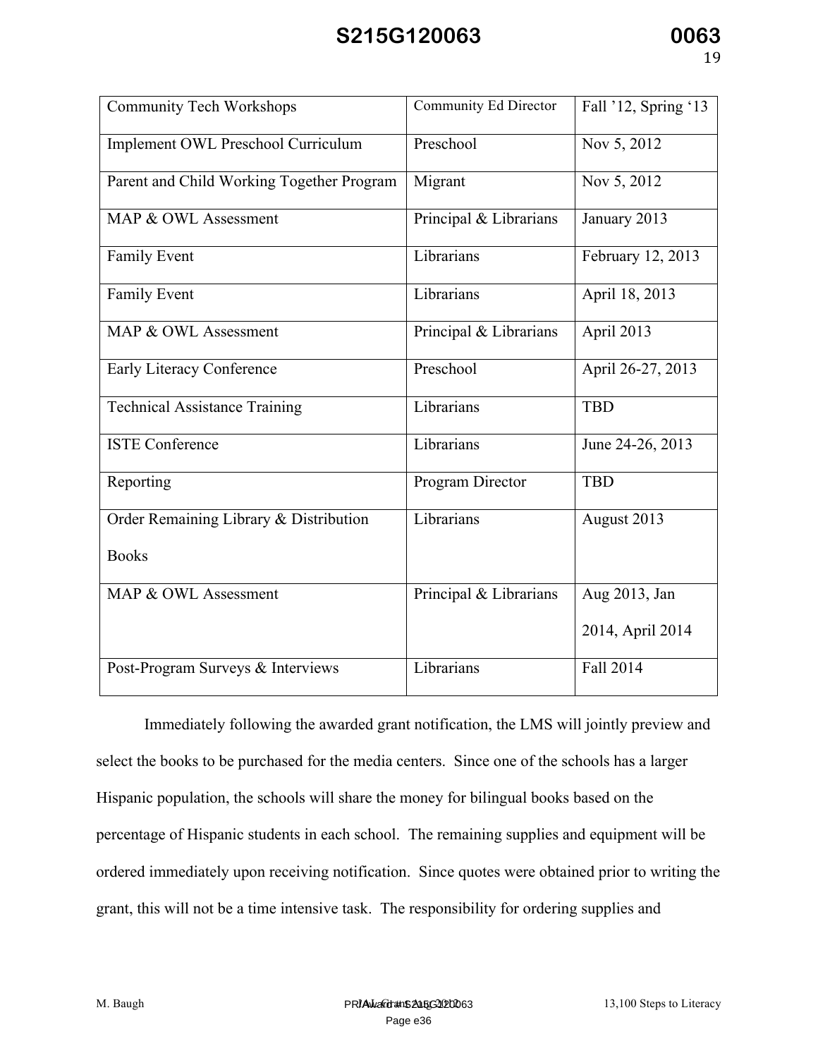| Community Tech Workshops | Community Ed Director | Fall '12, Spring '13 |
|---|---|---|
| Implement OWL Preschool Curriculum | Preschool | Nov 5, 2012 |
| Parent and Child Working Together Program | Migrant | Nov 5, 2012 |
| MAP & OWL Assessment | Principal & Librarians | January 2013 |
| Family Event | Librarians | February 12, 2013 |
| Family Event | Librarians | April 18, 2013 |
| MAP & OWL Assessment | Principal & Librarians | April 2013 |
| Early Literacy Conference | Preschool | April 26-27, 2013 |
| Technical Assistance Training | Librarians | TBD |
| ISTE Conference | Librarians | June 24-26, 2013 |
| Reporting | Program Director | TBD |
| Order Remaining Library & Distribution Books | Librarians | August 2013 |
| MAP & OWL Assessment | Principal & Librarians | Aug 2013, Jan 2014, April 2014 |
| Post-Program Surveys & Interviews | Librarians | Fall 2014 |

Immediately following the awarded grant notification, the LMS will jointly preview and select the books to be purchased for the media centers. Since one of the schools has a larger Hispanic population, the schools will share the money for bilingual books based on the percentage of Hispanic students in each school. The remaining supplies and equipment will be ordered immediately upon receiving notification. Since quotes were obtained prior to writing the grant, this will not be a time intensive task. The responsibility for ordering supplies and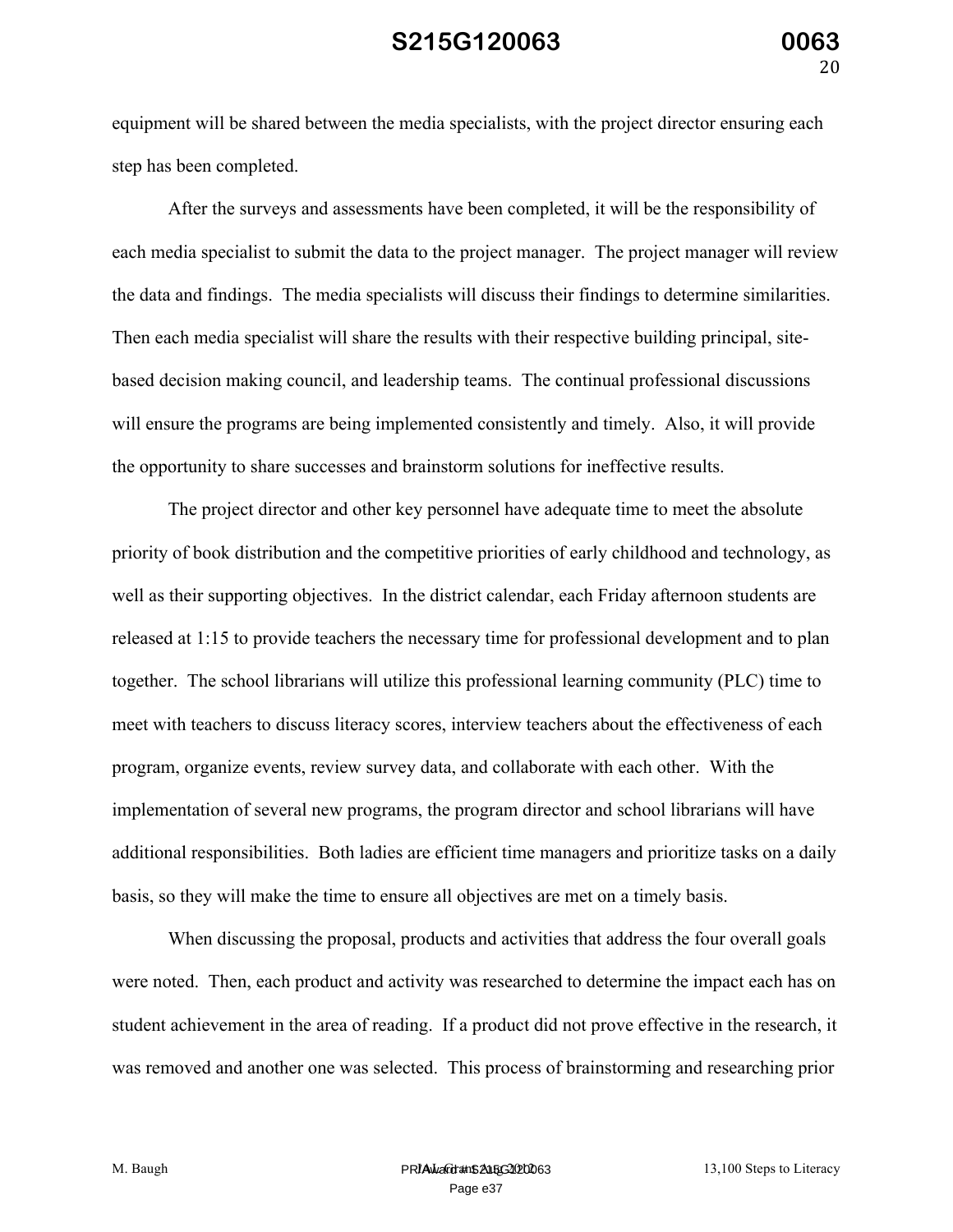equipment will be shared between the media specialists, with the project director ensuring each step has been completed.

After the surveys and assessments have been completed, it will be the responsibility of each media specialist to submit the data to the project manager. The project manager will review the data and findings. The media specialists will discuss their findings to determine similarities. Then each media specialist will share the results with their respective building principal, site-based decision making council, and leadership teams. The continual professional discussions will ensure the programs are being implemented consistently and timely. Also, it will provide the opportunity to share successes and brainstorm solutions for ineffective results.

The project director and other key personnel have adequate time to meet the absolute priority of book distribution and the competitive priorities of early childhood and technology, as well as their supporting objectives. In the district calendar, each Friday afternoon students are released at 1:15 to provide teachers the necessary time for professional development and to plan together. The school librarians will utilize this professional learning community (PLC) time to meet with teachers to discuss literacy scores, interview teachers about the effectiveness of each program, organize events, review survey data, and collaborate with each other. With the implementation of several new programs, the program director and school librarians will have additional responsibilities. Both ladies are efficient time managers and prioritize tasks on a daily basis, so they will make the time to ensure all objectives are met on a timely basis.

When discussing the proposal, products and activities that address the four overall goals were noted. Then, each product and activity was researched to determine the impact each has on student achievement in the area of reading. If a product did not prove effective in the research, it was removed and another one was selected. This process of brainstorming and researching prior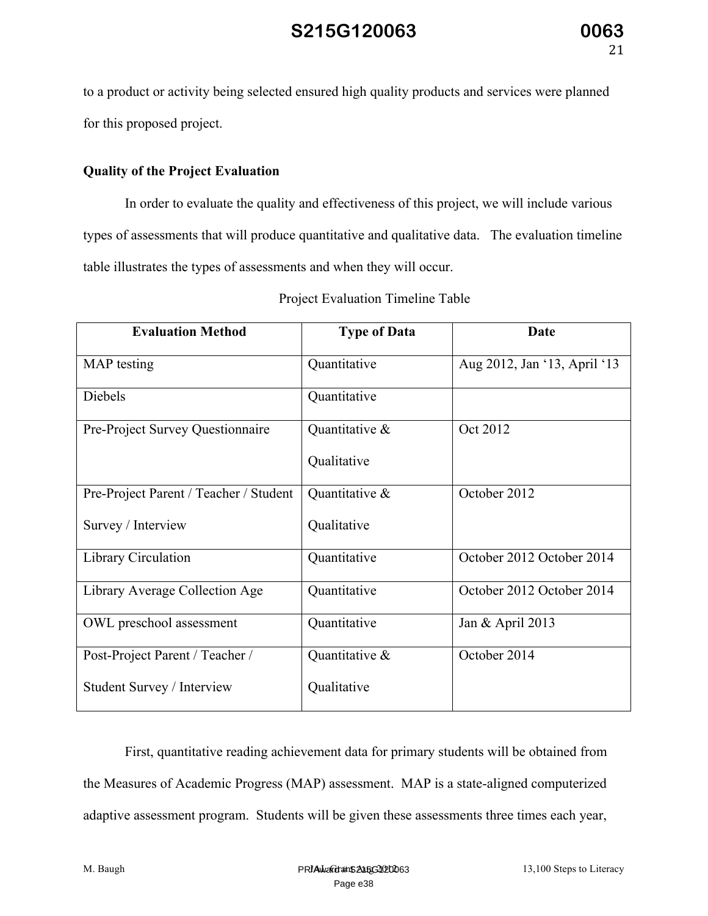to a product or activity being selected ensured high quality products and services were planned for this proposed project.

**Quality of the Project Evaluation**

In order to evaluate the quality and effectiveness of this project, we will include various types of assessments that will produce quantitative and qualitative data. The evaluation timeline table illustrates the types of assessments and when they will occur.

Project Evaluation Timeline Table

| Evaluation Method | Type of Data | Date |
|---|---|---|
| MAP testing | Quantitative | Aug 2012, Jan '13, April '13 |
| Diebels | Quantitative | |
| Pre-Project Survey Questionnaire | Quantitative & Qualitative | Oct 2012 |
| Pre-Project Parent / Teacher / Student Survey / Interview | Quantitative & Qualitative | October 2012 |
| Library Circulation | Quantitative | October 2012 October 2014 |
| Library Average Collection Age | Quantitative | October 2012 October 2014 |
| OWL preschool assessment | Quantitative | Jan & April 2013 |
| Post-Project Parent / Teacher / Student Survey / Interview | Quantitative & Qualitative | October 2014 |

First, quantitative reading achievement data for primary students will be obtained from the Measures of Academic Progress (MAP) assessment. MAP is a state-aligned computerized adaptive assessment program. Students will be given these assessments three times each year,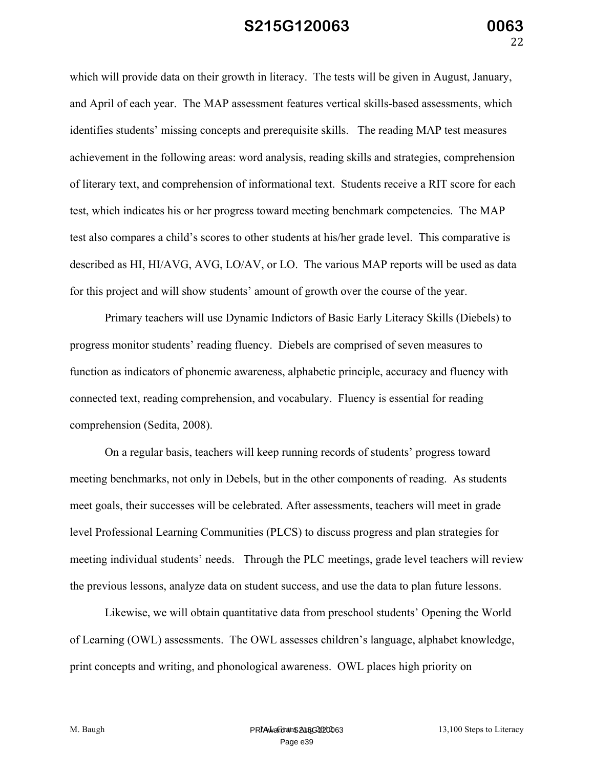which will provide data on their growth in literacy. The tests will be given in August, January, and April of each year. The MAP assessment features vertical skills-based assessments, which identifies students' missing concepts and prerequisite skills. The reading MAP test measures achievement in the following areas: word analysis, reading skills and strategies, comprehension of literary text, and comprehension of informational text. Students receive a RIT score for each test, which indicates his or her progress toward meeting benchmark competencies. The MAP test also compares a child's scores to other students at his/her grade level. This comparative is described as HI, HI/AVG, AVG, LO/AV, or LO. The various MAP reports will be used as data for this project and will show students' amount of growth over the course of the year.

Primary teachers will use Dynamic Indictors of Basic Early Literacy Skills (Diebels) to progress monitor students' reading fluency. Diebels are comprised of seven measures to function as indicators of phonemic awareness, alphabetic principle, accuracy and fluency with connected text, reading comprehension, and vocabulary. Fluency is essential for reading comprehension (Sedita, 2008).

On a regular basis, teachers will keep running records of students' progress toward meeting benchmarks, not only in Debels, but in the other components of reading. As students meet goals, their successes will be celebrated. After assessments, teachers will meet in grade level Professional Learning Communities (PLCS) to discuss progress and plan strategies for meeting individual students' needs. Through the PLC meetings, grade level teachers will review the previous lessons, analyze data on student success, and use the data to plan future lessons.

Likewise, we will obtain quantitative data from preschool students' Opening the World of Learning (OWL) assessments. The OWL assesses children's language, alphabet knowledge, print concepts and writing, and phonological awareness. OWL places high priority on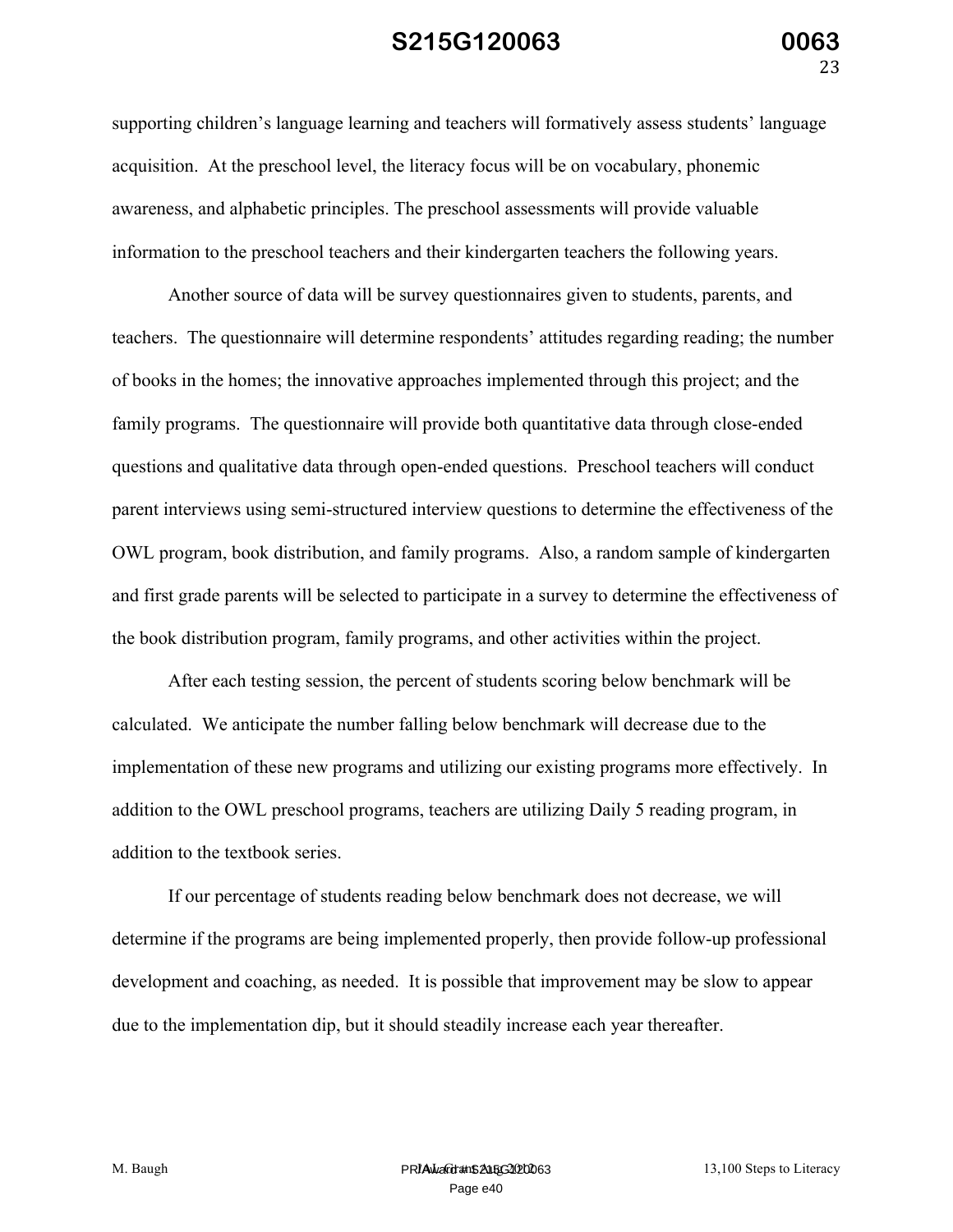supporting children's language learning and teachers will formatively assess students' language acquisition. At the preschool level, the literacy focus will be on vocabulary, phonemic awareness, and alphabetic principles. The preschool assessments will provide valuable information to the preschool teachers and their kindergarten teachers the following years.

Another source of data will be survey questionnaires given to students, parents, and teachers. The questionnaire will determine respondents' attitudes regarding reading; the number of books in the homes; the innovative approaches implemented through this project; and the family programs. The questionnaire will provide both quantitative data through close-ended questions and qualitative data through open-ended questions. Preschool teachers will conduct parent interviews using semi-structured interview questions to determine the effectiveness of the OWL program, book distribution, and family programs. Also, a random sample of kindergarten and first grade parents will be selected to participate in a survey to determine the effectiveness of the book distribution program, family programs, and other activities within the project.

After each testing session, the percent of students scoring below benchmark will be calculated. We anticipate the number falling below benchmark will decrease due to the implementation of these new programs and utilizing our existing programs more effectively. In addition to the OWL preschool programs, teachers are utilizing Daily 5 reading program, in addition to the textbook series.

If our percentage of students reading below benchmark does not decrease, we will determine if the programs are being implemented properly, then provide follow-up professional development and coaching, as needed. It is possible that improvement may be slow to appear due to the implementation dip, but it should steadily increase each year thereafter.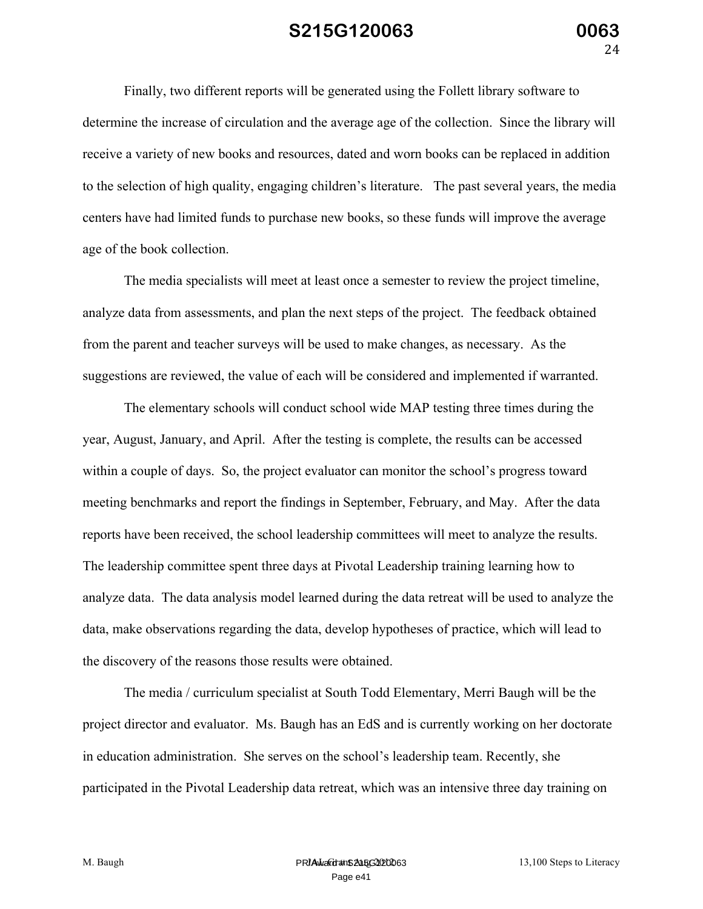Finally, two different reports will be generated using the Follett library software to determine the increase of circulation and the average age of the collection. Since the library will receive a variety of new books and resources, dated and worn books can be replaced in addition to the selection of high quality, engaging children's literature. The past several years, the media centers have had limited funds to purchase new books, so these funds will improve the average age of the book collection.

The media specialists will meet at least once a semester to review the project timeline, analyze data from assessments, and plan the next steps of the project. The feedback obtained from the parent and teacher surveys will be used to make changes, as necessary. As the suggestions are reviewed, the value of each will be considered and implemented if warranted.

The elementary schools will conduct school wide MAP testing three times during the year, August, January, and April. After the testing is complete, the results can be accessed within a couple of days. So, the project evaluator can monitor the school's progress toward meeting benchmarks and report the findings in September, February, and May. After the data reports have been received, the school leadership committees will meet to analyze the results. The leadership committee spent three days at Pivotal Leadership training learning how to analyze data. The data analysis model learned during the data retreat will be used to analyze the data, make observations regarding the data, develop hypotheses of practice, which will lead to the discovery of the reasons those results were obtained.

The media / curriculum specialist at South Todd Elementary, Merri Baugh will be the project director and evaluator. Ms. Baugh has an EdS and is currently working on her doctorate in education administration. She serves on the school's leadership team. Recently, she participated in the Pivotal Leadership data retreat, which was an intensive three day training on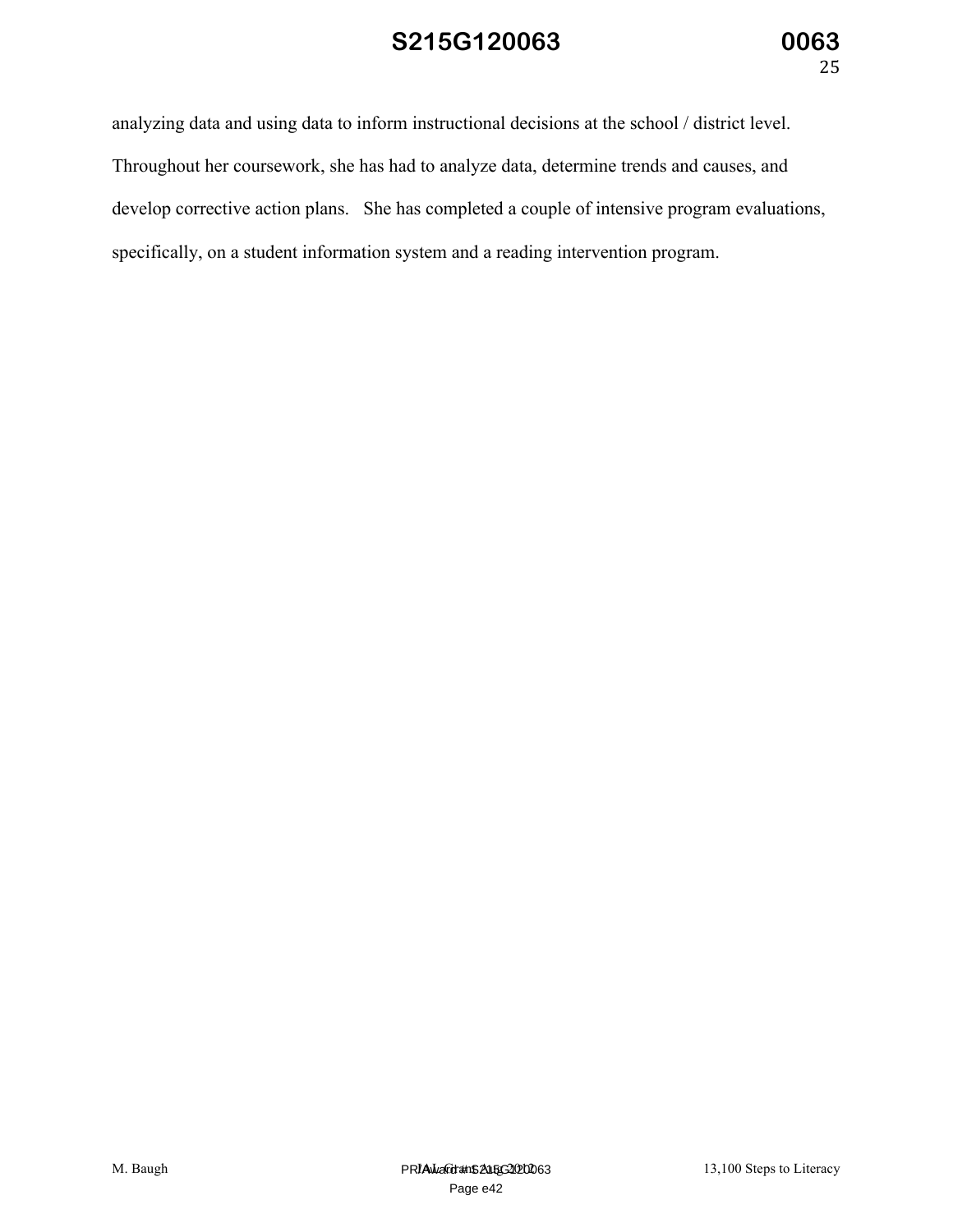analyzing data and using data to inform instructional decisions at the school / district level. Throughout her coursework, she has had to analyze data, determine trends and causes, and develop corrective action plans. She has completed a couple of intensive program evaluations, specifically, on a student information system and a reading intervention program.